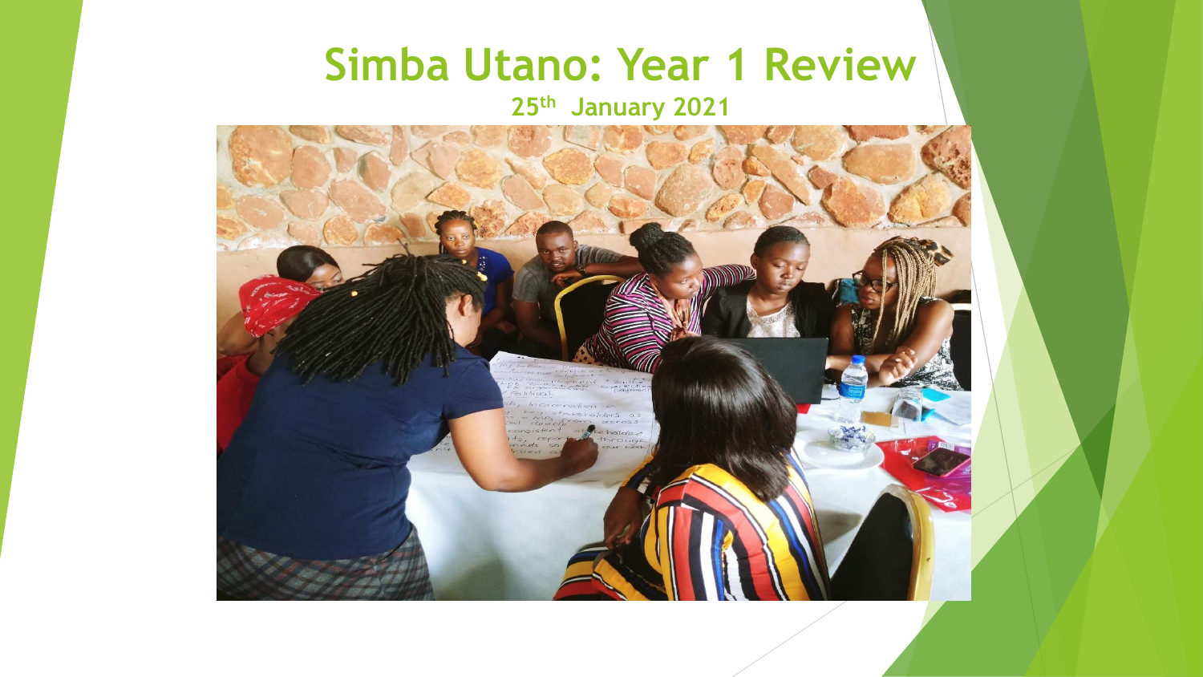# Simba Utano: Year 1 Review

**25th January 2021**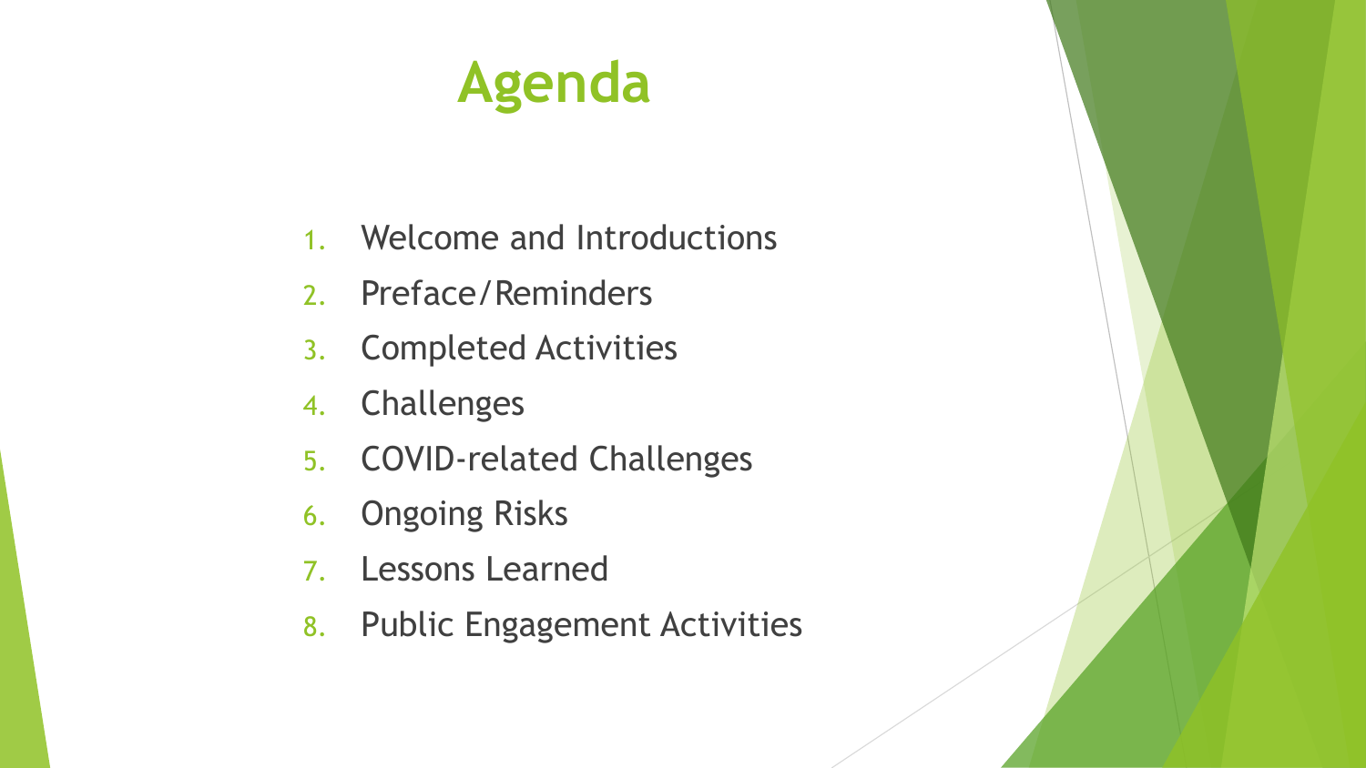# Agenda

1. Welcome and Introductions
2. Preface/Reminders
3. Completed Activities
4. Challenges
5. COVID-related Challenges
6. Ongoing Risks
7. Lessons Learned
8. Public Engagement Activities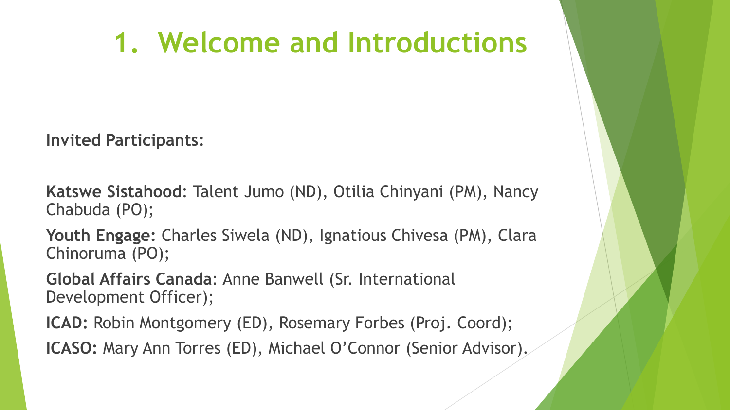# 1. Welcome and Introductions

**Invited Participants:**

**Katswe Sistahood**: Talent Jumo (ND), Otilia Chinyani (PM), Nancy Chabuda (PO);

**Youth Engage:** Charles Siwela (ND), Ignatious Chivesa (PM), Clara Chinoruma (PO);

**Global Affairs Canada**: Anne Banwell (Sr. International Development Officer);

**ICAD:** Robin Montgomery (ED), Rosemary Forbes (Proj. Coord);

**ICASO:** Mary Ann Torres (ED), Michael O'Connor (Senior Advisor).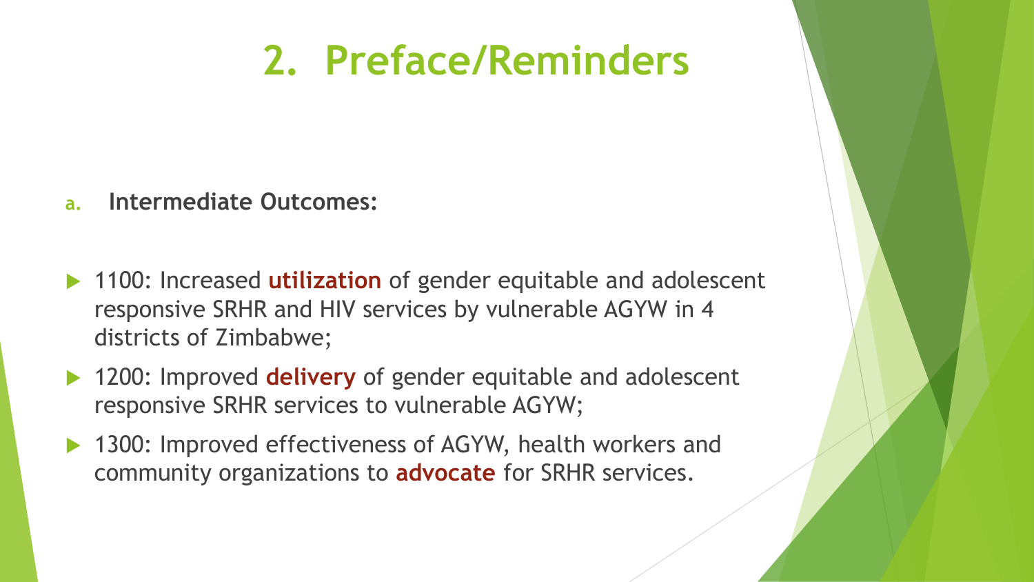# 2. Preface/Reminders

a. **Intermediate Outcomes:**

- 1100: Increased **utilization** of gender equitable and adolescent responsive SRHR and HIV services by vulnerable AGYW in 4 districts of Zimbabwe;
- 1200: Improved **delivery** of gender equitable and adolescent responsive SRHR services to vulnerable AGYW;
- 1300: Improved effectiveness of AGYW, health workers and community organizations to **advocate** for SRHR services.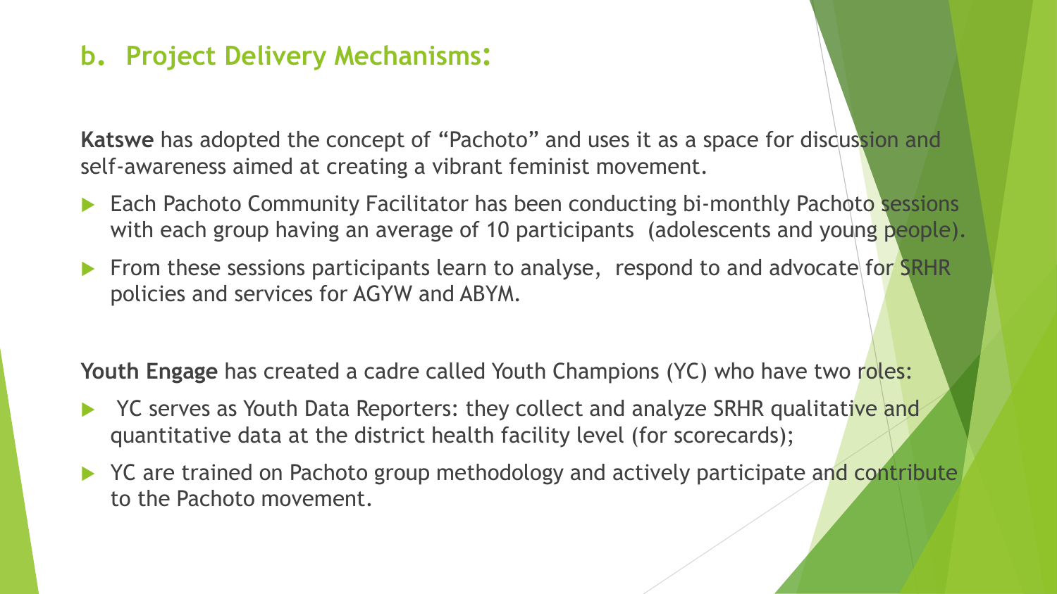## b. Project Delivery Mechanisms:

**Katswe** has adopted the concept of "Pachoto" and uses it as a space for discussion and self-awareness aimed at creating a vibrant feminist movement.

- Each Pachoto Community Facilitator has been conducting bi-monthly Pachoto sessions with each group having an average of 10 participants (adolescents and young people).
- From these sessions participants learn to analyse, respond to and advocate for SRHR policies and services for AGYW and ABYM.

**Youth Engage** has created a cadre called Youth Champions (YC) who have two roles:

- YC serves as Youth Data Reporters: they collect and analyze SRHR qualitative and quantitative data at the district health facility level (for scorecards);
- YC are trained on Pachoto group methodology and actively participate and contribute to the Pachoto movement.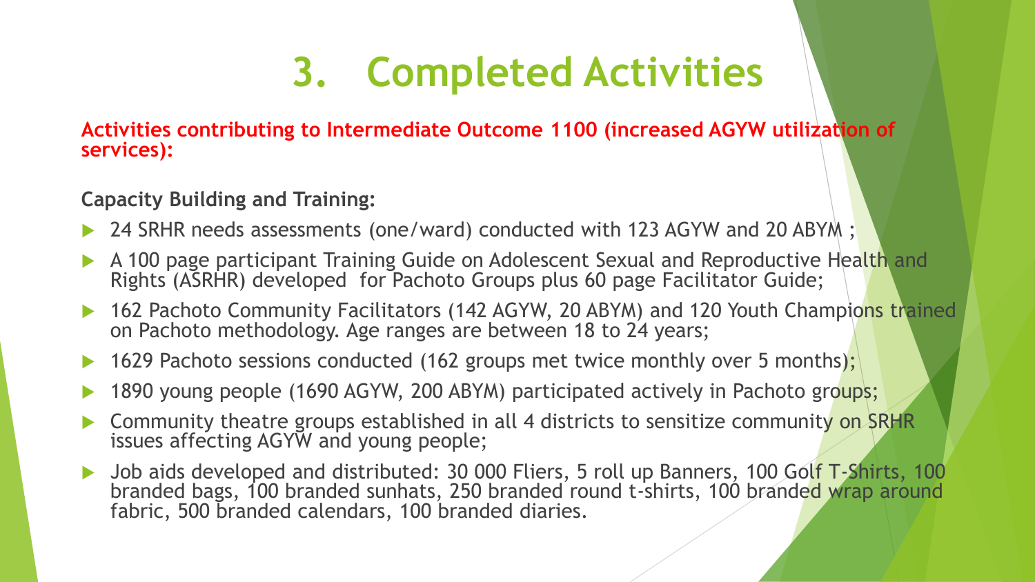# 3. Completed Activities

**Activities contributing to Intermediate Outcome 1100 (increased AGYW utilization of services):**

**Capacity Building and Training:**

- 24 SRHR needs assessments (one/ward) conducted with 123 AGYW and 20 ABYM ;
- A 100 page participant Training Guide on Adolescent Sexual and Reproductive Health and Rights (ASRHR) developed for Pachoto Groups plus 60 page Facilitator Guide;
- 162 Pachoto Community Facilitators (142 AGYW, 20 ABYM) and 120 Youth Champions trained on Pachoto methodology. Age ranges are between 18 to 24 years;
- 1629 Pachoto sessions conducted (162 groups met twice monthly over 5 months);
- 1890 young people (1690 AGYW, 200 ABYM) participated actively in Pachoto groups;
- Community theatre groups established in all 4 districts to sensitize community on SRHR issues affecting AGYW and young people;
- Job aids developed and distributed: 30 000 Fliers, 5 roll up Banners, 100 Golf T-Shirts, 100 branded bags, 100 branded sunhats, 250 branded round t-shirts, 100 branded wrap around fabric, 500 branded calendars, 100 branded diaries.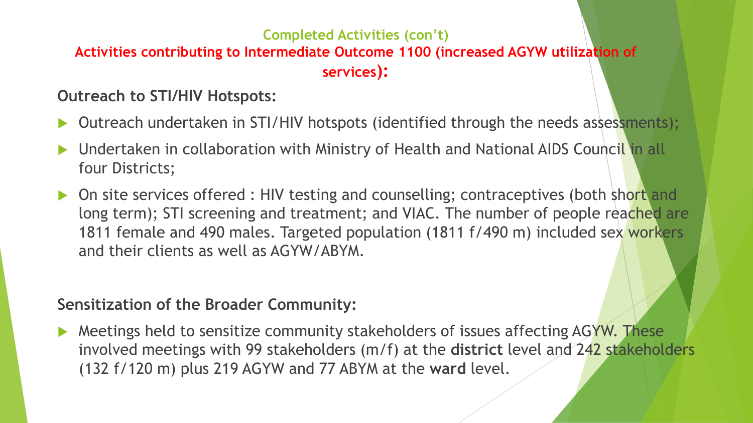## Completed Activities (con't)

### Activities contributing to Intermediate Outcome 1100 (increased AGYW utilization of services):

**Outreach to STI/HIV Hotspots:**

- Outreach undertaken in STI/HIV hotspots (identified through the needs assessments);
- Undertaken in collaboration with Ministry of Health and National AIDS Council in all four Districts;
- On site services offered : HIV testing and counselling; contraceptives (both short and long term); STI screening and treatment; and VIAC. The number of people reached are 1811 female and 490 males. Targeted population (1811 f/490 m) included sex workers and their clients as well as AGYW/ABYM.

**Sensitization of the Broader Community:**

- Meetings held to sensitize community stakeholders of issues affecting AGYW. These involved meetings with 99 stakeholders (m/f) at the **district** level and 242 stakeholders (132 f/120 m) plus 219 AGYW and 77 ABYM at the **ward** level.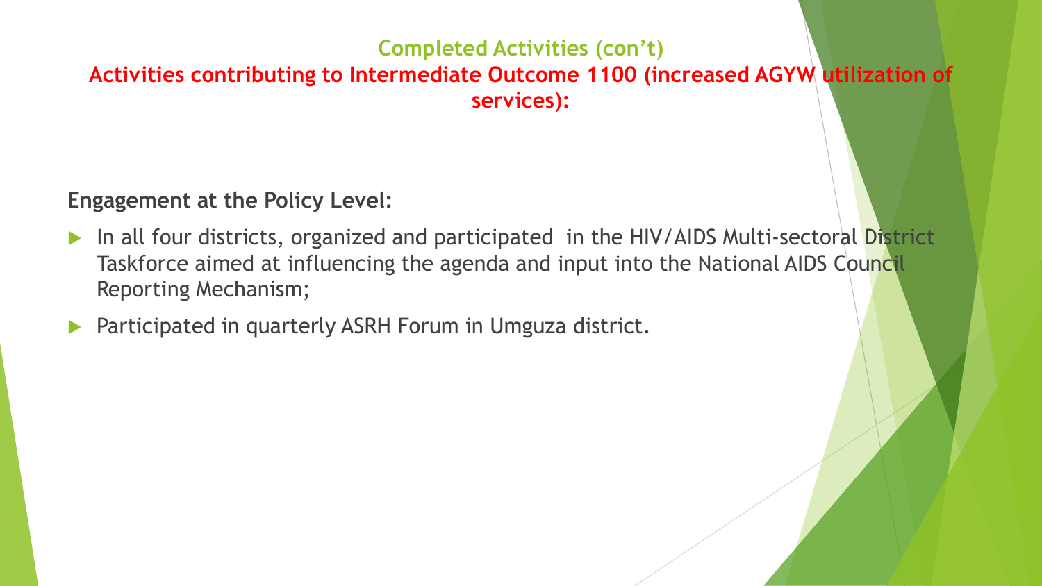## Completed Activities (con't)

## Activities contributing to Intermediate Outcome 1100 (increased AGYW utilization of services):

**Engagement at the Policy Level:**

- In all four districts, organized and participated in the HIV/AIDS Multi-sectoral District Taskforce aimed at influencing the agenda and input into the National AIDS Council Reporting Mechanism;
- Participated in quarterly ASRH Forum in Umguza district.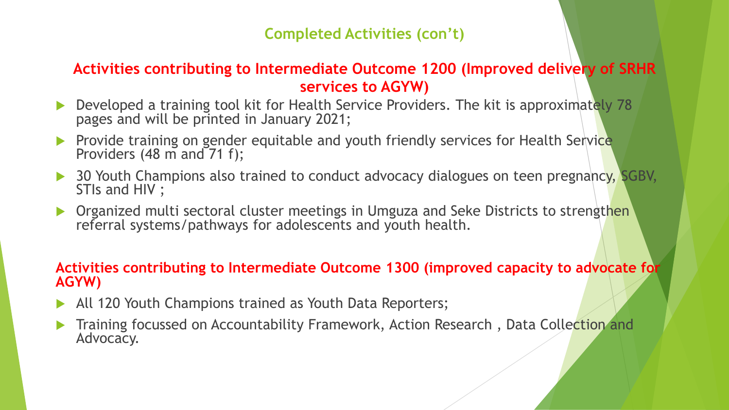## Completed Activities (con't)

### Activities contributing to Intermediate Outcome 1200 (Improved delivery of SRHR services to AGYW)

- Developed a training tool kit for Health Service Providers. The kit is approximately 78 pages and will be printed in January 2021;
- Provide training on gender equitable and youth friendly services for Health Service Providers (48 m and 71 f);
- 30 Youth Champions also trained to conduct advocacy dialogues on teen pregnancy, SGBV, STIs and HIV ;
- Organized multi sectoral cluster meetings in Umguza and Seke Districts to strengthen referral systems/pathways for adolescents and youth health.

### Activities contributing to Intermediate Outcome 1300 (improved capacity to advocate for AGYW)

- All 120 Youth Champions trained as Youth Data Reporters;
- Training focussed on Accountability Framework, Action Research , Data Collection and Advocacy.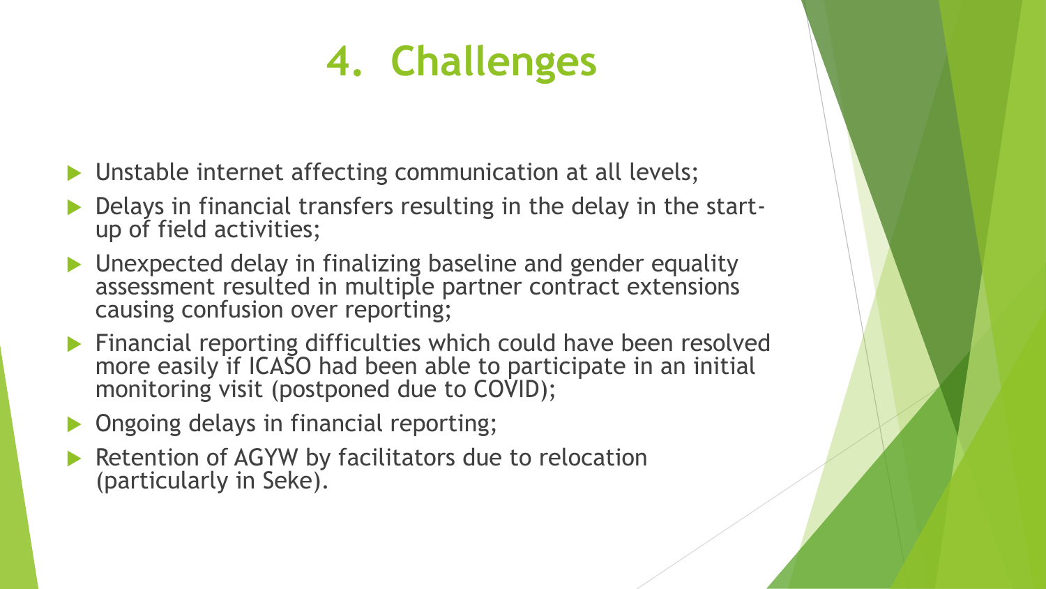# 4. Challenges

- Unstable internet affecting communication at all levels;
- Delays in financial transfers resulting in the delay in the start-up of field activities;
- Unexpected delay in finalizing baseline and gender equality assessment resulted in multiple partner contract extensions causing confusion over reporting;
- Financial reporting difficulties which could have been resolved more easily if ICASO had been able to participate in an initial monitoring visit (postponed due to COVID);
- Ongoing delays in financial reporting;
- Retention of AGYW by facilitators due to relocation (particularly in Seke).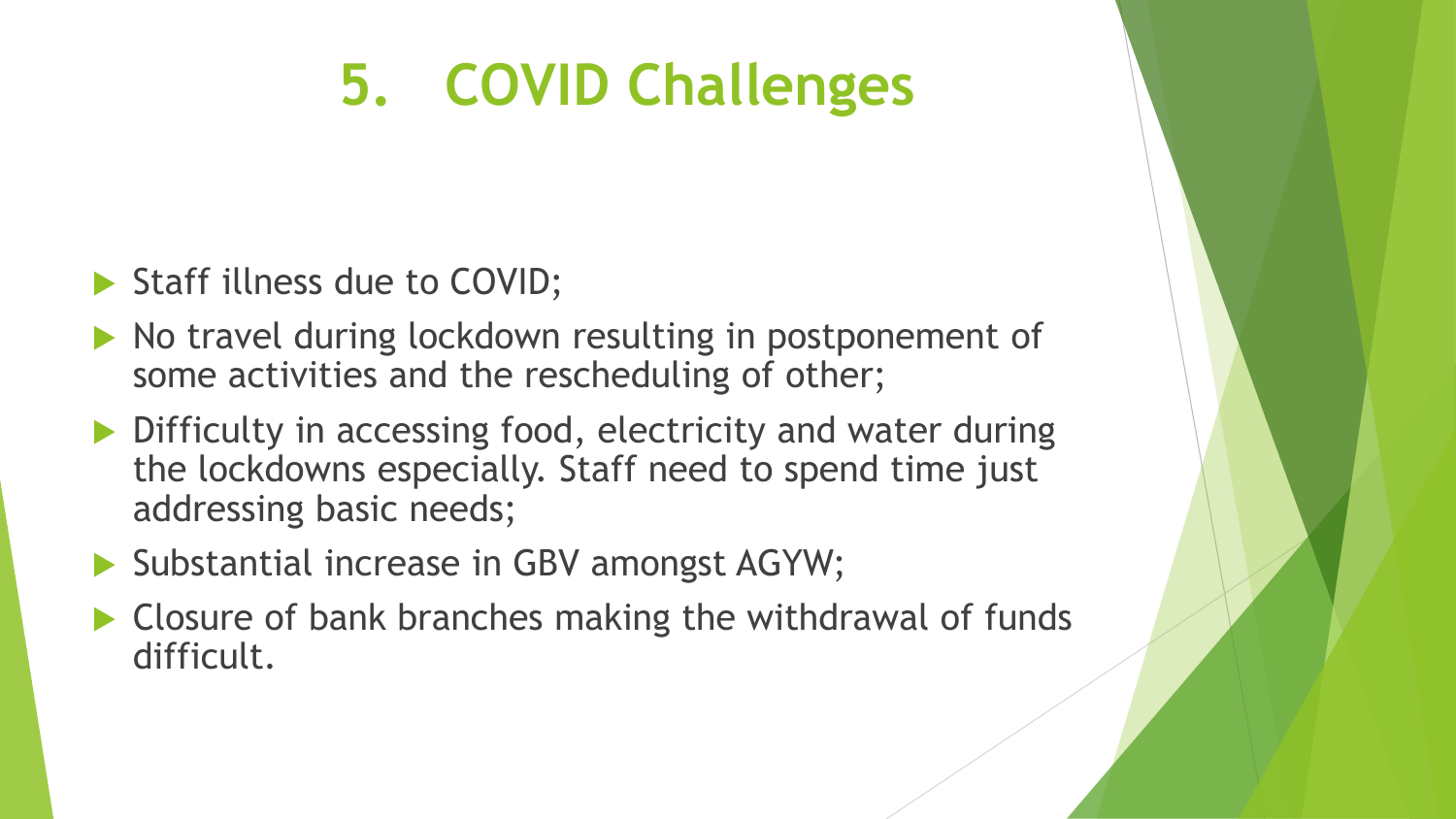# 5. COVID Challenges

- Staff illness due to COVID;
- No travel during lockdown resulting in postponement of some activities and the rescheduling of other;
- Difficulty in accessing food, electricity and water during the lockdowns especially. Staff need to spend time just addressing basic needs;
- Substantial increase in GBV amongst AGYW;
- Closure of bank branches making the withdrawal of funds difficult.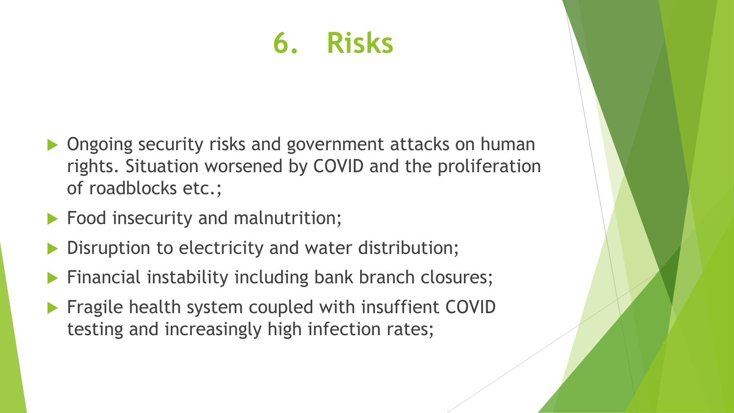# 6. Risks

- Ongoing security risks and government attacks on human rights. Situation worsened by COVID and the proliferation of roadblocks etc.;
- Food insecurity and malnutrition;
- Disruption to electricity and water distribution;
- Financial instability including bank branch closures;
- Fragile health system coupled with insuffient COVID testing and increasingly high infection rates;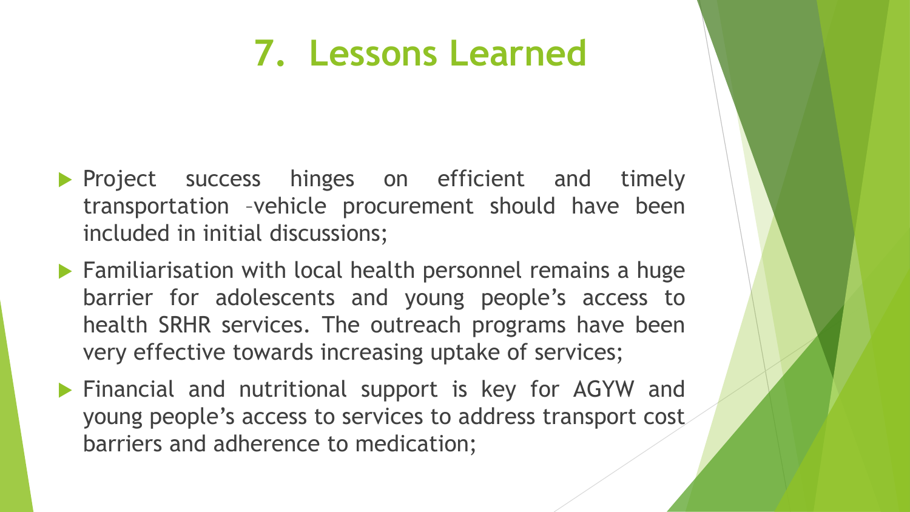# 7. Lessons Learned

- Project success hinges on efficient and timely transportation –vehicle procurement should have been included in initial discussions;
- Familiarisation with local health personnel remains a huge barrier for adolescents and young people's access to health SRHR services. The outreach programs have been very effective towards increasing uptake of services;
- Financial and nutritional support is key for AGYW and young people's access to services to address transport cost barriers and adherence to medication;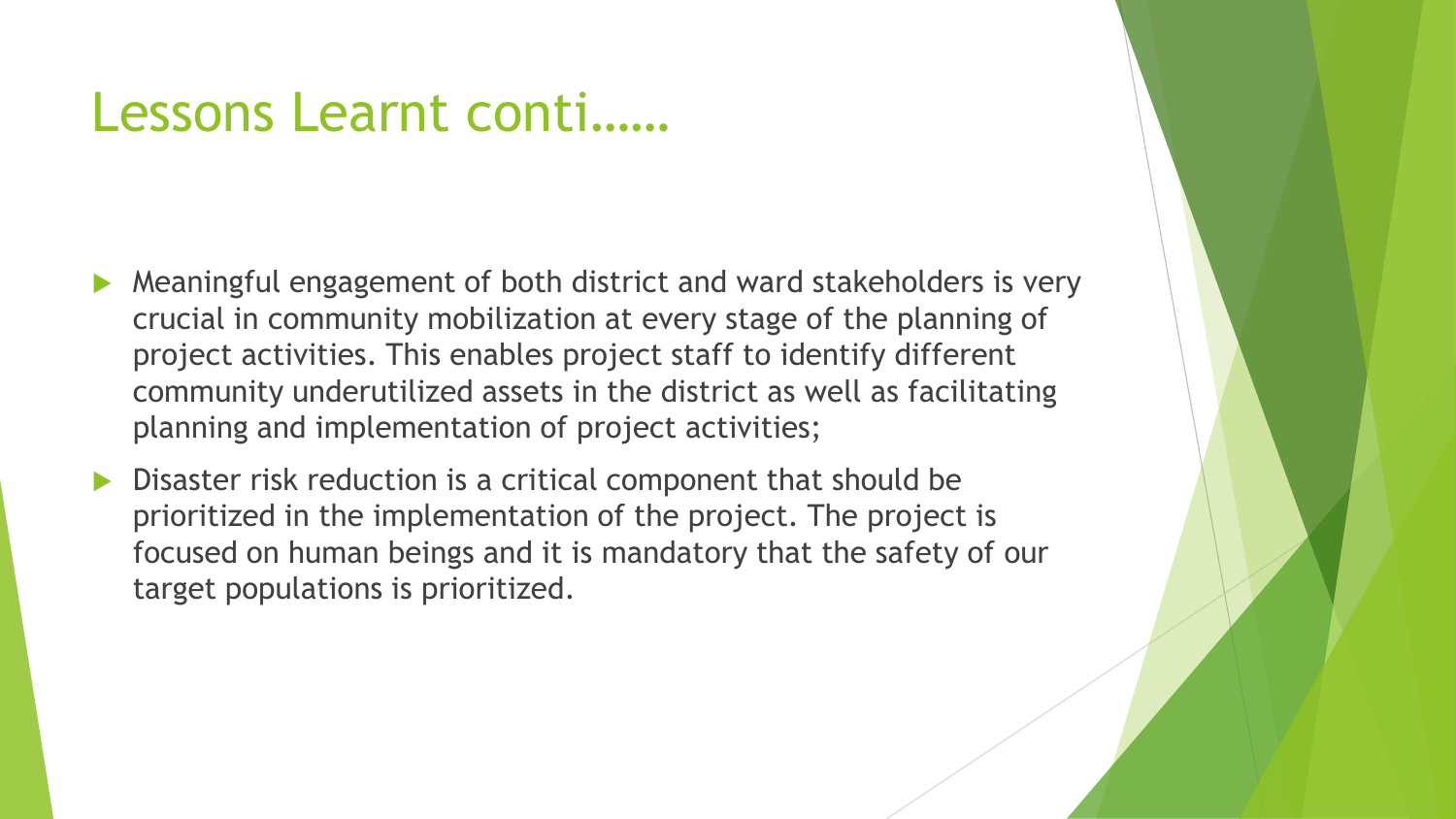# Lessons Learnt conti……

- Meaningful engagement of both district and ward stakeholders is very crucial in community mobilization at every stage of the planning of project activities. This enables project staff to identify different community underutilized assets in the district as well as facilitating planning and implementation of project activities;
- Disaster risk reduction is a critical component that should be prioritized in the implementation of the project. The project is focused on human beings and it is mandatory that the safety of our target populations is prioritized.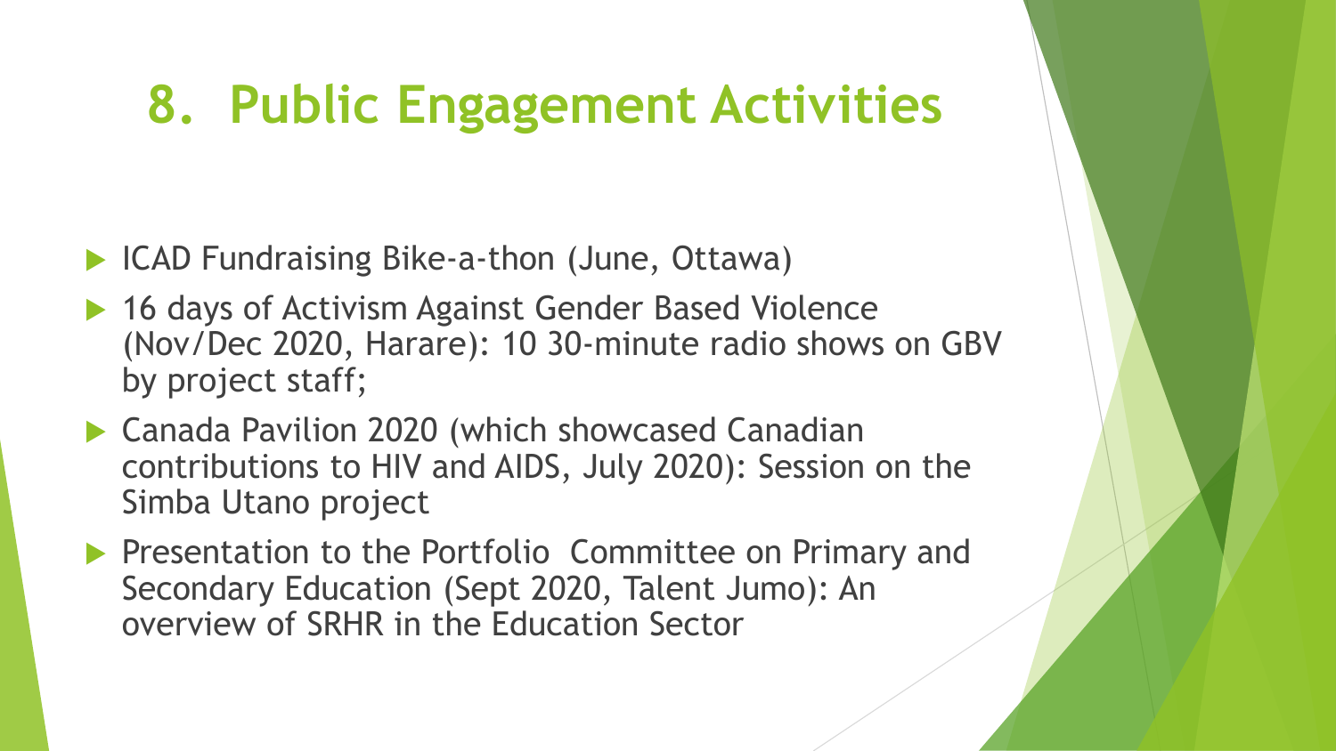# 8. Public Engagement Activities

- ICAD Fundraising Bike-a-thon (June, Ottawa)
- 16 days of Activism Against Gender Based Violence (Nov/Dec 2020, Harare): 10 30-minute radio shows on GBV by project staff;
- Canada Pavilion 2020 (which showcased Canadian contributions to HIV and AIDS, July 2020): Session on the Simba Utano project
- Presentation to the Portfolio Committee on Primary and Secondary Education (Sept 2020, Talent Jumo): An overview of SRHR in the Education Sector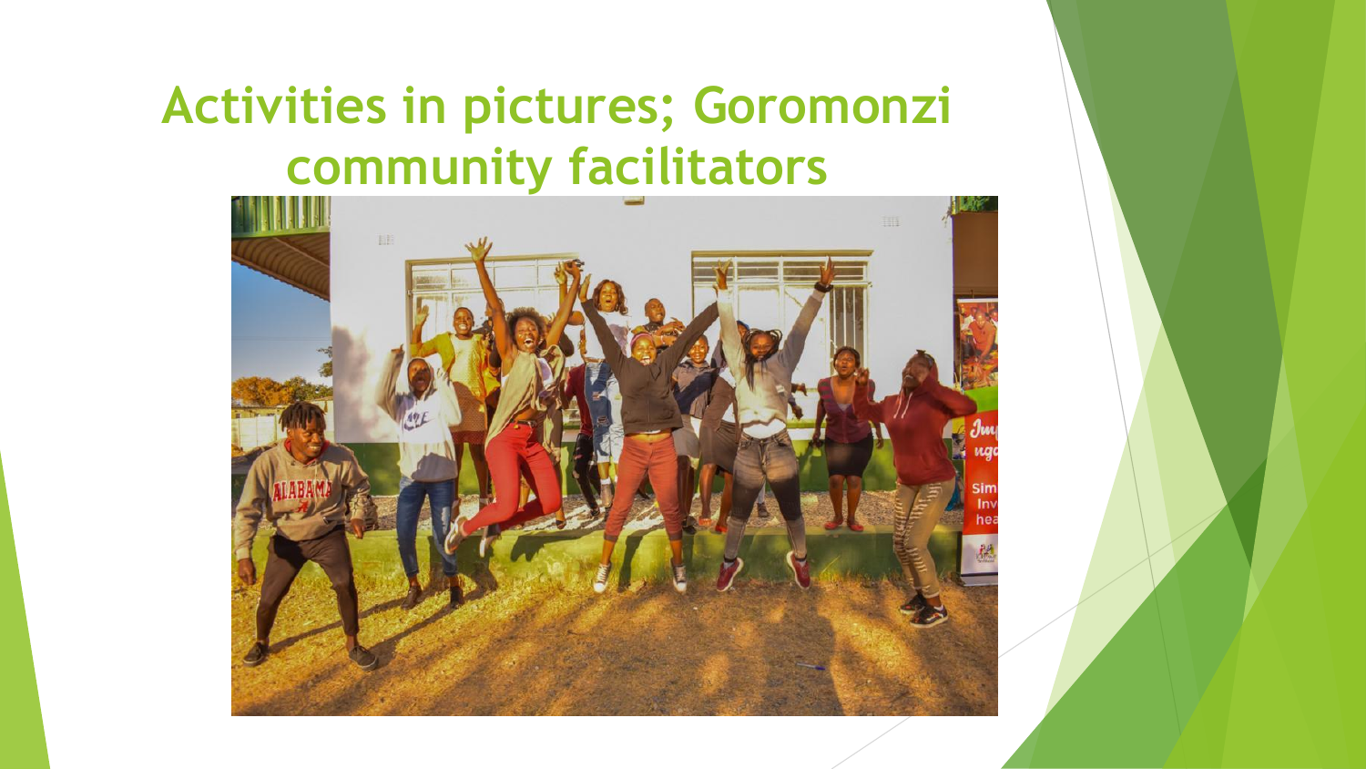# Activities in pictures; Goromonzi community facilitators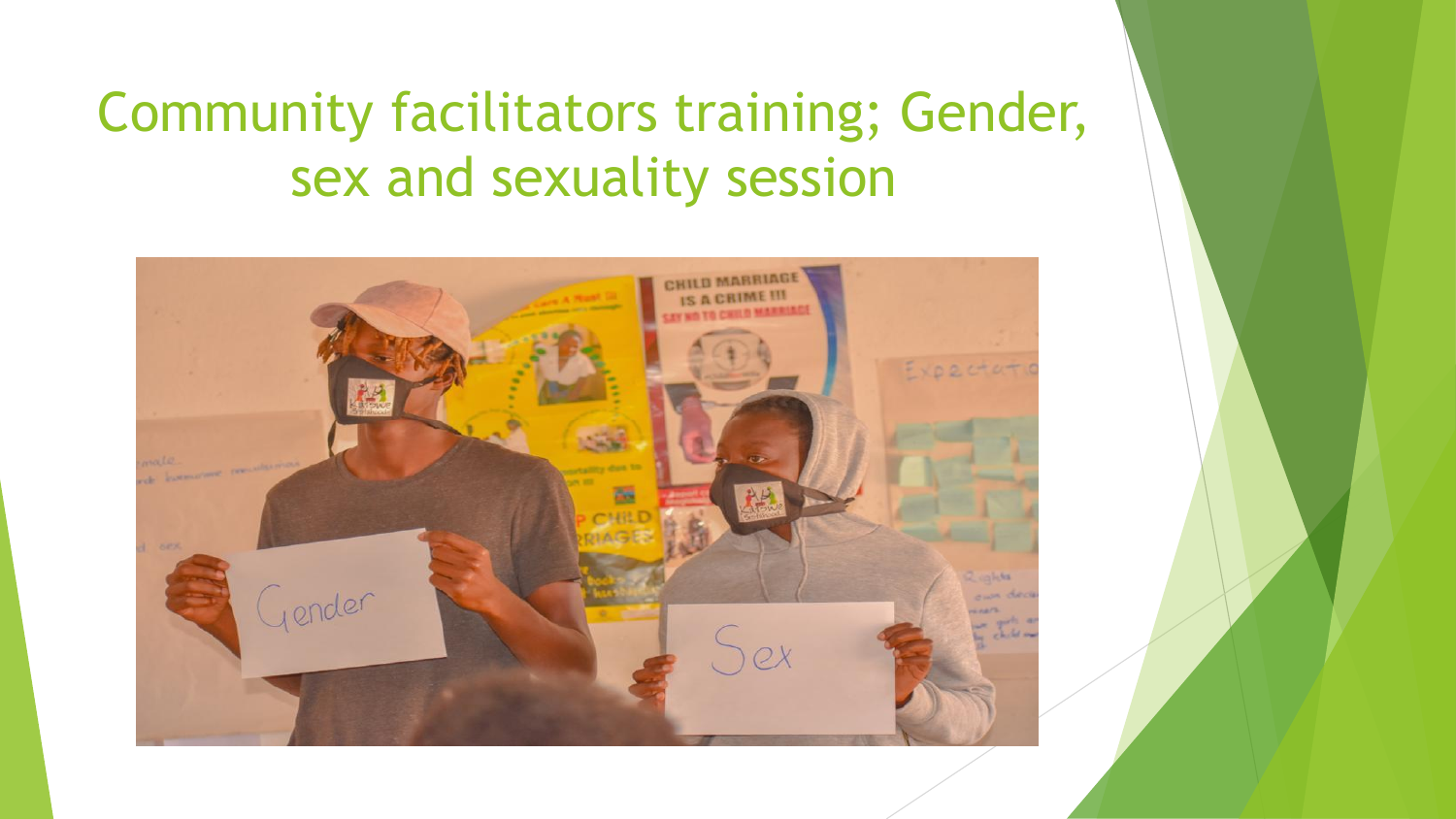# Community facilitators training; Gender, sex and sexuality session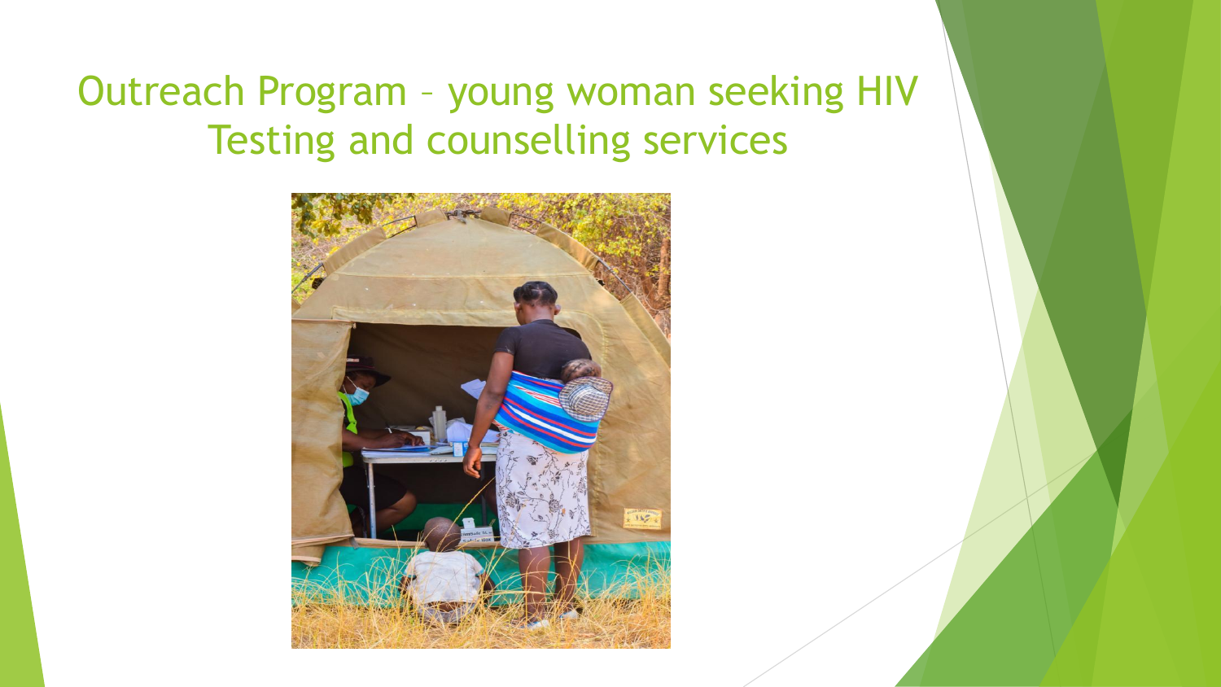# Outreach Program – young woman seeking HIV Testing and counselling services